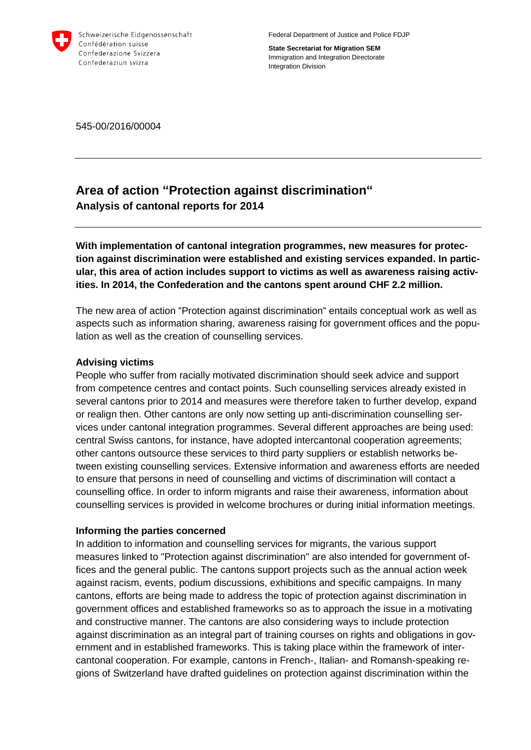Schweizerische Eidgenossenschaft
Confédération suisse
Confederazione Svizzera
Confederaziun svizra

Federal Department of Justice and Police FDJP

**State Secretariat for Migration SEM**
Immigration and Integration Directorate
Integration Division

545-00/2016/00004

---

# Area of action "Protection against discrimination"

## Analysis of cantonal reports for 2014

---

**With implementation of cantonal integration programmes, new measures for protection against discrimination were established and existing services expanded. In particular, this area of action includes support to victims as well as awareness raising activities. In 2014, the Confederation and the cantons spent around CHF 2.2 million.**

The new area of action "Protection against discrimination" entails conceptual work as well as aspects such as information sharing, awareness raising for government offices and the population as well as the creation of counselling services.

### Advising victims

People who suffer from racially motivated discrimination should seek advice and support from competence centres and contact points. Such counselling services already existed in several cantons prior to 2014 and measures were therefore taken to further develop, expand or realign then. Other cantons are only now setting up anti-discrimination counselling services under cantonal integration programmes. Several different approaches are being used: central Swiss cantons, for instance, have adopted intercantonal cooperation agreements; other cantons outsource these services to third party suppliers or establish networks between existing counselling services. Extensive information and awareness efforts are needed to ensure that persons in need of counselling and victims of discrimination will contact a counselling office. In order to inform migrants and raise their awareness, information about counselling services is provided in welcome brochures or during initial information meetings.

### Informing the parties concerned

In addition to information and counselling services for migrants, the various support measures linked to "Protection against discrimination" are also intended for government offices and the general public. The cantons support projects such as the annual action week against racism, events, podium discussions, exhibitions and specific campaigns. In many cantons, efforts are being made to address the topic of protection against discrimination in government offices and established frameworks so as to approach the issue in a motivating and constructive manner. The cantons are also considering ways to include protection against discrimination as an integral part of training courses on rights and obligations in government and in established frameworks. This is taking place within the framework of intercantonal cooperation. For example, cantons in French-, Italian- and Romansh-speaking regions of Switzerland have drafted guidelines on protection against discrimination within the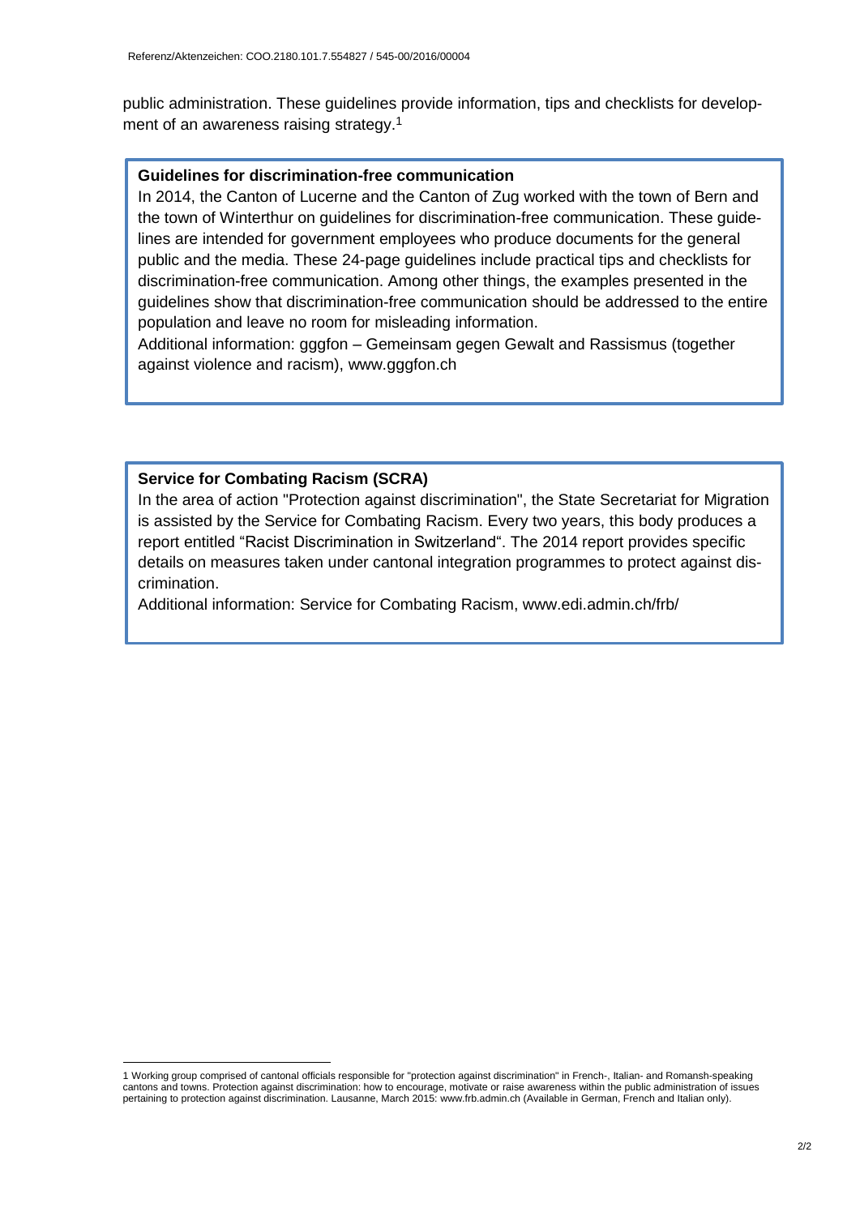public administration. These guidelines provide information, tips and checklists for development of an awareness raising strategy.[1]

**Guidelines for discrimination-free communication**

In 2014, the Canton of Lucerne and the Canton of Zug worked with the town of Bern and the town of Winterthur on guidelines for discrimination-free communication. These guidelines are intended for government employees who produce documents for the general public and the media. These 24-page guidelines include practical tips and checklists for discrimination-free communication. Among other things, the examples presented in the guidelines show that discrimination-free communication should be addressed to the entire population and leave no room for misleading information.

Additional information: gggfon – Gemeinsam gegen Gewalt and Rassismus (together against violence and racism), www.gggfon.ch

**Service for Combating Racism (SCRA)**

In the area of action "Protection against discrimination", the State Secretariat for Migration is assisted by the Service for Combating Racism. Every two years, this body produces a report entitled "Racist Discrimination in Switzerland". The 2014 report provides specific details on measures taken under cantonal integration programmes to protect against discrimination.

Additional information: Service for Combating Racism, www.edi.admin.ch/frb/

---

[1] Working group comprised of cantonal officials responsible for "protection against discrimination" in French-, Italian- and Romansh-speaking cantons and towns. Protection against discrimination: how to encourage, motivate or raise awareness within the public administration of issues pertaining to protection against discrimination. Lausanne, March 2015: www.frb.admin.ch (Available in German, French and Italian only).